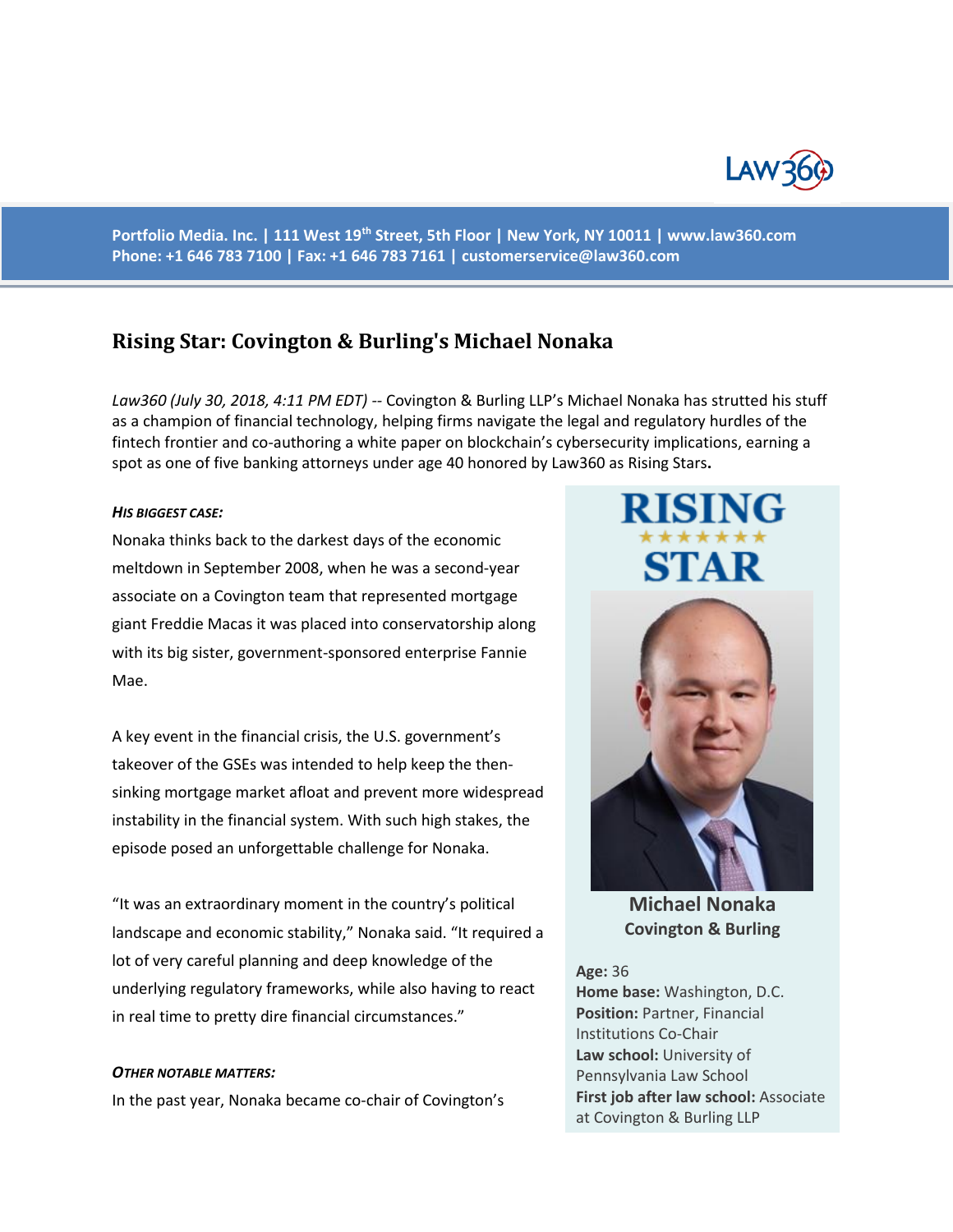Portfolio Media. Inc. | 111 West 19th Street, 5th Floor | New York, NY 10011 | www.law360.com
Phone: +1 646 783 7100 | Fax: +1 646 783 7161 | customerservice@law360.com

## Rising Star: Covington & Burling's Michael Nonaka

*Law360 (July 30, 2018, 4:11 PM EDT)* -- Covington & Burling LLP's Michael Nonaka has strutted his stuff as a champion of financial technology, helping firms navigate the legal and regulatory hurdles of the fintech frontier and co-authoring a white paper on blockchain's cybersecurity implications, earning a spot as one of five banking attorneys under age 40 honored by Law360 as Rising Stars**.**

**RISING STAR**

**Michael Nonaka**
**Covington & Burling**

**Age:** 36
**Home base:** Washington, D.C.
**Position:** Partner, Financial Institutions Co-Chair
**Law school:** University of Pennsylvania Law School
**First job after law school:** Associate at Covington & Burling LLP

***HIS BIGGEST CASE:***

Nonaka thinks back to the darkest days of the economic meltdown in September 2008, when he was a second-year associate on a Covington team that represented mortgage giant Freddie Macas it was placed into conservatorship along with its big sister, government-sponsored enterprise Fannie Mae.

A key event in the financial crisis, the U.S. government's takeover of the GSEs was intended to help keep the then-sinking mortgage market afloat and prevent more widespread instability in the financial system. With such high stakes, the episode posed an unforgettable challenge for Nonaka.

"It was an extraordinary moment in the country's political landscape and economic stability," Nonaka said. "It required a lot of very careful planning and deep knowledge of the underlying regulatory frameworks, while also having to react in real time to pretty dire financial circumstances."

***OTHER NOTABLE MATTERS:***

In the past year, Nonaka became co-chair of Covington's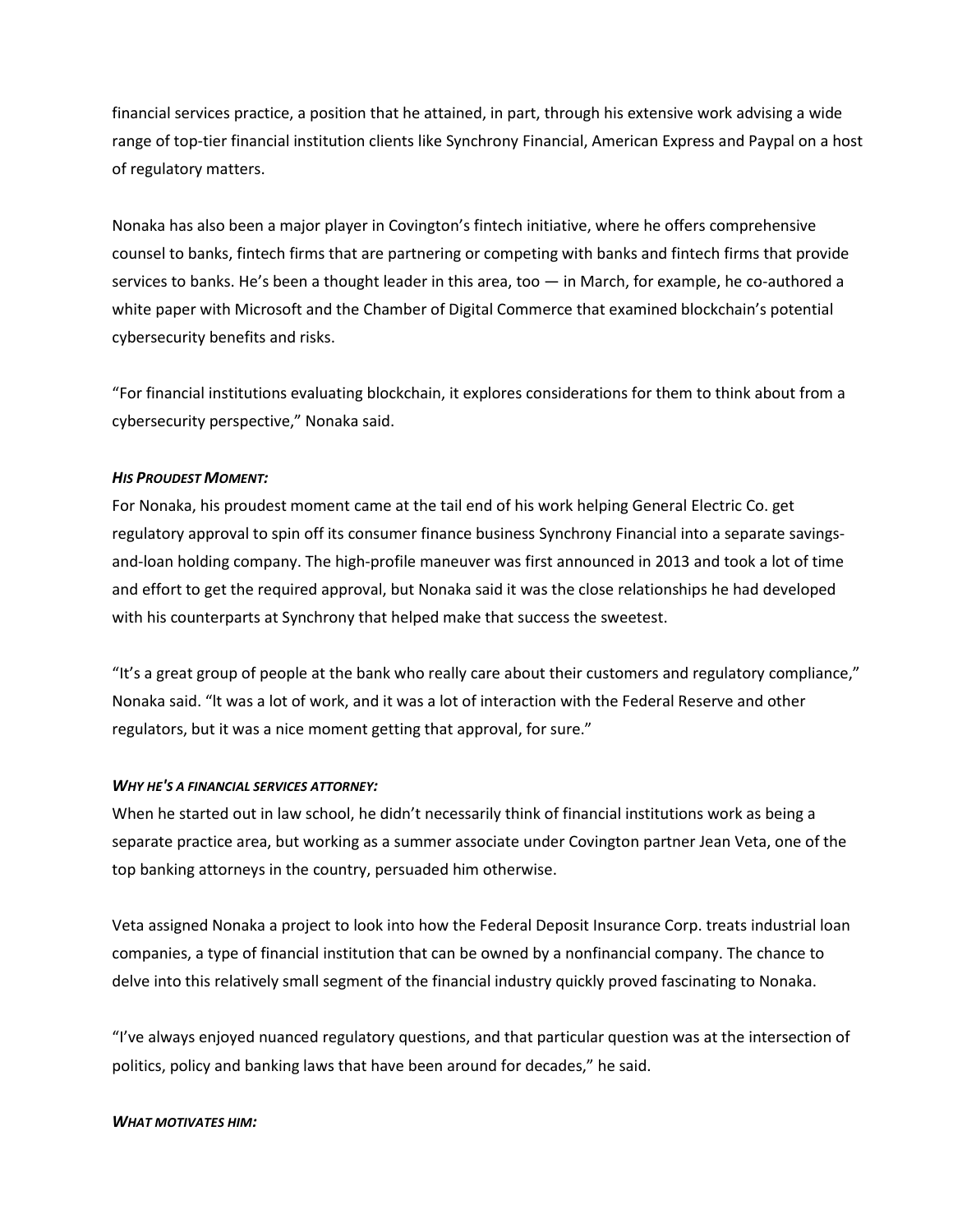financial services practice, a position that he attained, in part, through his extensive work advising a wide range of top-tier financial institution clients like Synchrony Financial, American Express and Paypal on a host of regulatory matters.

Nonaka has also been a major player in Covington's fintech initiative, where he offers comprehensive counsel to banks, fintech firms that are partnering or competing with banks and fintech firms that provide services to banks. He's been a thought leader in this area, too — in March, for example, he co-authored a white paper with Microsoft and the Chamber of Digital Commerce that examined blockchain's potential cybersecurity benefits and risks.

"For financial institutions evaluating blockchain, it explores considerations for them to think about from a cybersecurity perspective," Nonaka said.

***HIS PROUDEST MOMENT:***

For Nonaka, his proudest moment came at the tail end of his work helping General Electric Co. get regulatory approval to spin off its consumer finance business Synchrony Financial into a separate savings-and-loan holding company. The high-profile maneuver was first announced in 2013 and took a lot of time and effort to get the required approval, but Nonaka said it was the close relationships he had developed with his counterparts at Synchrony that helped make that success the sweetest.

"It's a great group of people at the bank who really care about their customers and regulatory compliance," Nonaka said. "It was a lot of work, and it was a lot of interaction with the Federal Reserve and other regulators, but it was a nice moment getting that approval, for sure."

***WHY HE'S A FINANCIAL SERVICES ATTORNEY:***

When he started out in law school, he didn't necessarily think of financial institutions work as being a separate practice area, but working as a summer associate under Covington partner Jean Veta, one of the top banking attorneys in the country, persuaded him otherwise.

Veta assigned Nonaka a project to look into how the Federal Deposit Insurance Corp. treats industrial loan companies, a type of financial institution that can be owned by a nonfinancial company. The chance to delve into this relatively small segment of the financial industry quickly proved fascinating to Nonaka.

"I've always enjoyed nuanced regulatory questions, and that particular question was at the intersection of politics, policy and banking laws that have been around for decades," he said.

***WHAT MOTIVATES HIM:***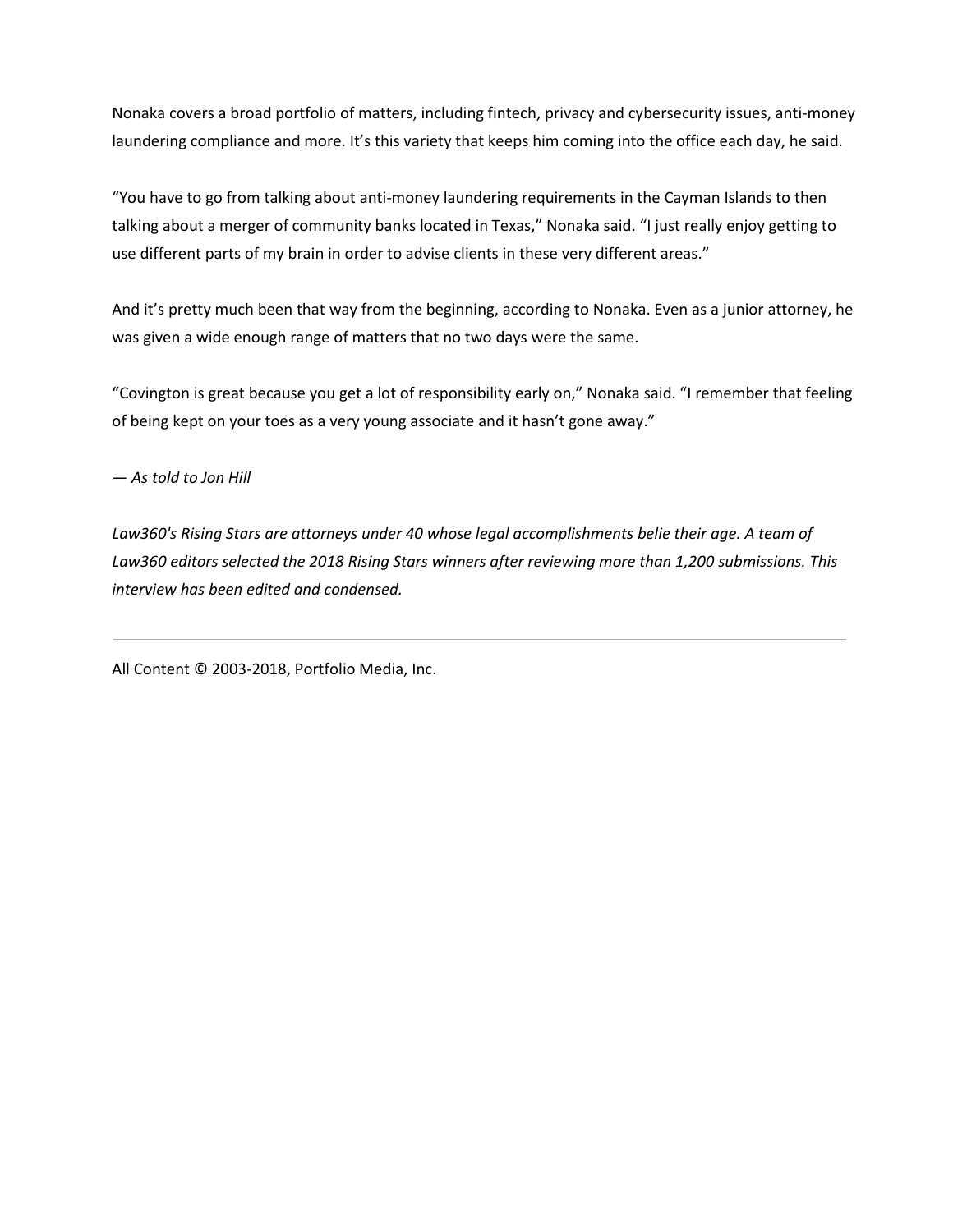Nonaka covers a broad portfolio of matters, including fintech, privacy and cybersecurity issues, anti-money laundering compliance and more. It's this variety that keeps him coming into the office each day, he said.

"You have to go from talking about anti-money laundering requirements in the Cayman Islands to then talking about a merger of community banks located in Texas," Nonaka said. "I just really enjoy getting to use different parts of my brain in order to advise clients in these very different areas."

And it's pretty much been that way from the beginning, according to Nonaka. Even as a junior attorney, he was given a wide enough range of matters that no two days were the same.

"Covington is great because you get a lot of responsibility early on," Nonaka said. "I remember that feeling of being kept on your toes as a very young associate and it hasn't gone away."

*— As told to Jon Hill*

*Law360's Rising Stars are attorneys under 40 whose legal accomplishments belie their age. A team of Law360 editors selected the 2018 Rising Stars winners after reviewing more than 1,200 submissions. This interview has been edited and condensed.*

---

All Content © 2003-2018, Portfolio Media, Inc.